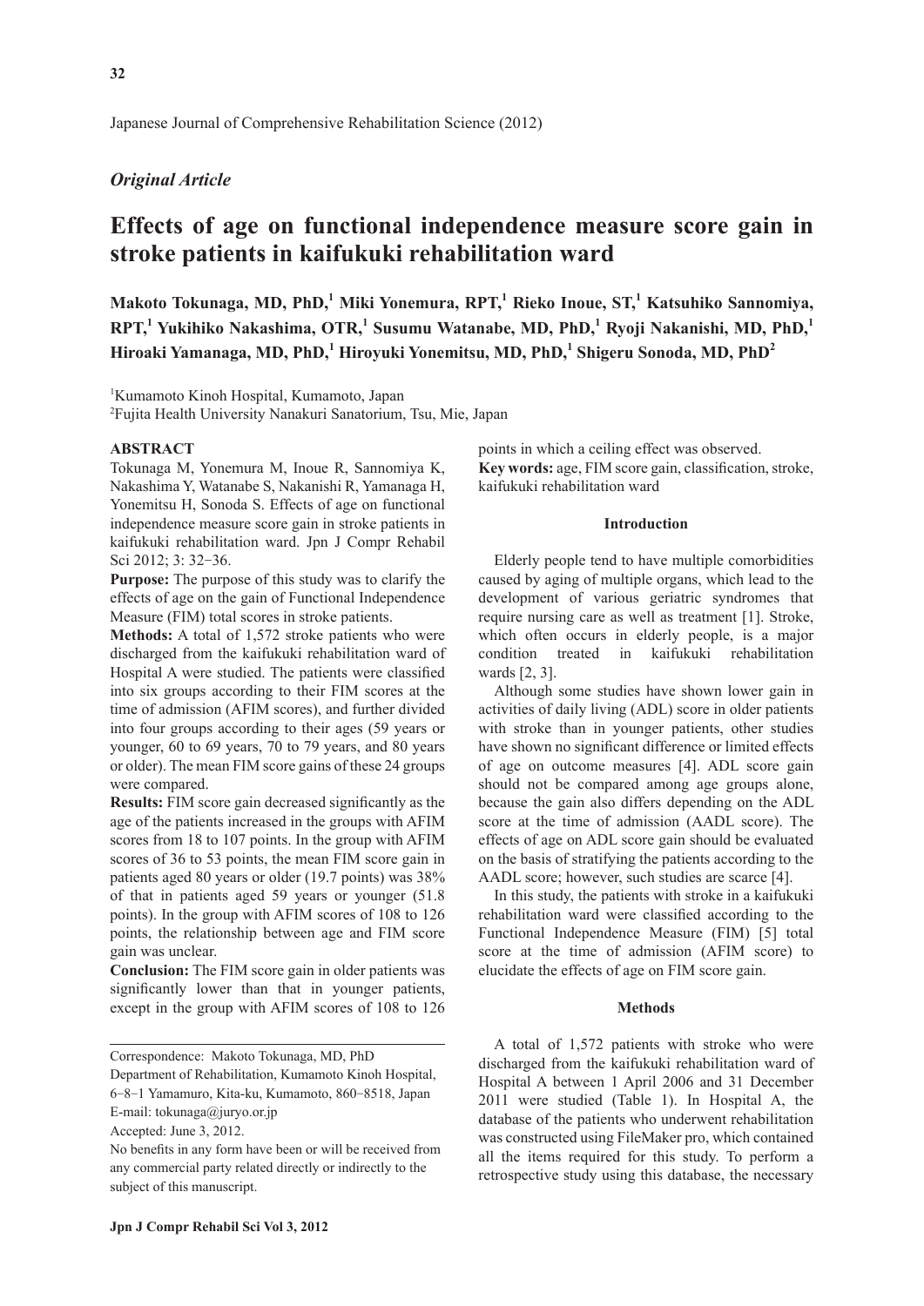Japanese Journal of Comprehensive Rehabilitation Science (2012)

*Original Article*

# Effects of age on functional independence measure score gain in stroke patients in kaifukuki rehabilitation ward

**Makoto Tokunaga, MD, PhD,[1] Miki Yonemura, RPT,[1] Rieko Inoue, ST,[1] Katsuhiko Sannomiya, RPT,[1] Yukihiko Nakashima, OTR,[1] Susumu Watanabe, MD, PhD,[1] Ryoji Nakanishi, MD, PhD,[1] Hiroaki Yamanaga, MD, PhD,[1] Hiroyuki Yonemitsu, MD, PhD,[1] Shigeru Sonoda, MD, PhD[2]**

[1]Kumamoto Kinoh Hospital, Kumamoto, Japan
[2]Fujita Health University Nanakuri Sanatorium, Tsu, Mie, Japan

## ABSTRACT

Tokunaga M, Yonemura M, Inoue R, Sannomiya K, Nakashima Y, Watanabe S, Nakanishi R, Yamanaga H, Yonemitsu H, Sonoda S. Effects of age on functional independence measure score gain in stroke patients in kaifukuki rehabilitation ward. Jpn J Compr Rehabil Sci 2012; 3: 32−36.

**Purpose:** The purpose of this study was to clarify the effects of age on the gain of Functional Independence Measure (FIM) total scores in stroke patients.

**Methods:** A total of 1,572 stroke patients who were discharged from the kaifukuki rehabilitation ward of Hospital A were studied. The patients were classified into six groups according to their FIM scores at the time of admission (AFIM scores), and further divided into four groups according to their ages (59 years or younger, 60 to 69 years, 70 to 79 years, and 80 years or older). The mean FIM score gains of these 24 groups were compared.

**Results:** FIM score gain decreased significantly as the age of the patients increased in the groups with AFIM scores from 18 to 107 points. In the group with AFIM scores of 36 to 53 points, the mean FIM score gain in patients aged 80 years or older (19.7 points) was 38% of that in patients aged 59 years or younger (51.8 points). In the group with AFIM scores of 108 to 126 points, the relationship between age and FIM score gain was unclear.

**Conclusion:** The FIM score gain in older patients was significantly lower than that in younger patients, except in the group with AFIM scores of 108 to 126 points in which a ceiling effect was observed.

**Key words:** age, FIM score gain, classification, stroke, kaifukuki rehabilitation ward

Correspondence: Makoto Tokunaga, MD, PhD
Department of Rehabilitation, Kumamoto Kinoh Hospital, 6−8−1 Yamamuro, Kita-ku, Kumamoto, 860−8515, Japan
E-mail: tokunaga@juryo.or.jp

Accepted: June 3, 2012.

No benefits in any form have been or will be received from any commercial party related directly or indirectly to the subject of this manuscript.

## Introduction

Elderly people tend to have multiple comorbidities caused by aging of multiple organs, which lead to the development of various geriatric syndromes that require nursing care as well as treatment [1]. Stroke, which often occurs in elderly people, is a major condition treated in kaifukuki rehabilitation wards [2, 3].

Although some studies have shown lower gain in activities of daily living (ADL) score in older patients with stroke than in younger patients, other studies have shown no significant difference or limited effects of age on outcome measures [4]. ADL score gain should not be compared among age groups alone, because the gain also differs depending on the ADL score at the time of admission (AADL score). The effects of age on ADL score gain should be evaluated on the basis of stratifying the patients according to the AADL score; however, such studies are scarce [4].

In this study, the patients with stroke in a kaifukuki rehabilitation ward were classified according to the Functional Independence Measure (FIM) [5] total score at the time of admission (AFIM score) to elucidate the effects of age on FIM score gain.

## Methods

A total of 1,572 patients with stroke who were discharged from the kaifukuki rehabilitation ward of Hospital A between 1 April 2006 and 31 December 2011 were studied (Table 1). In Hospital A, the database of the patients who underwent rehabilitation was constructed using FileMaker pro, which contained all the items required for this study. To perform a retrospective study using this database, the necessary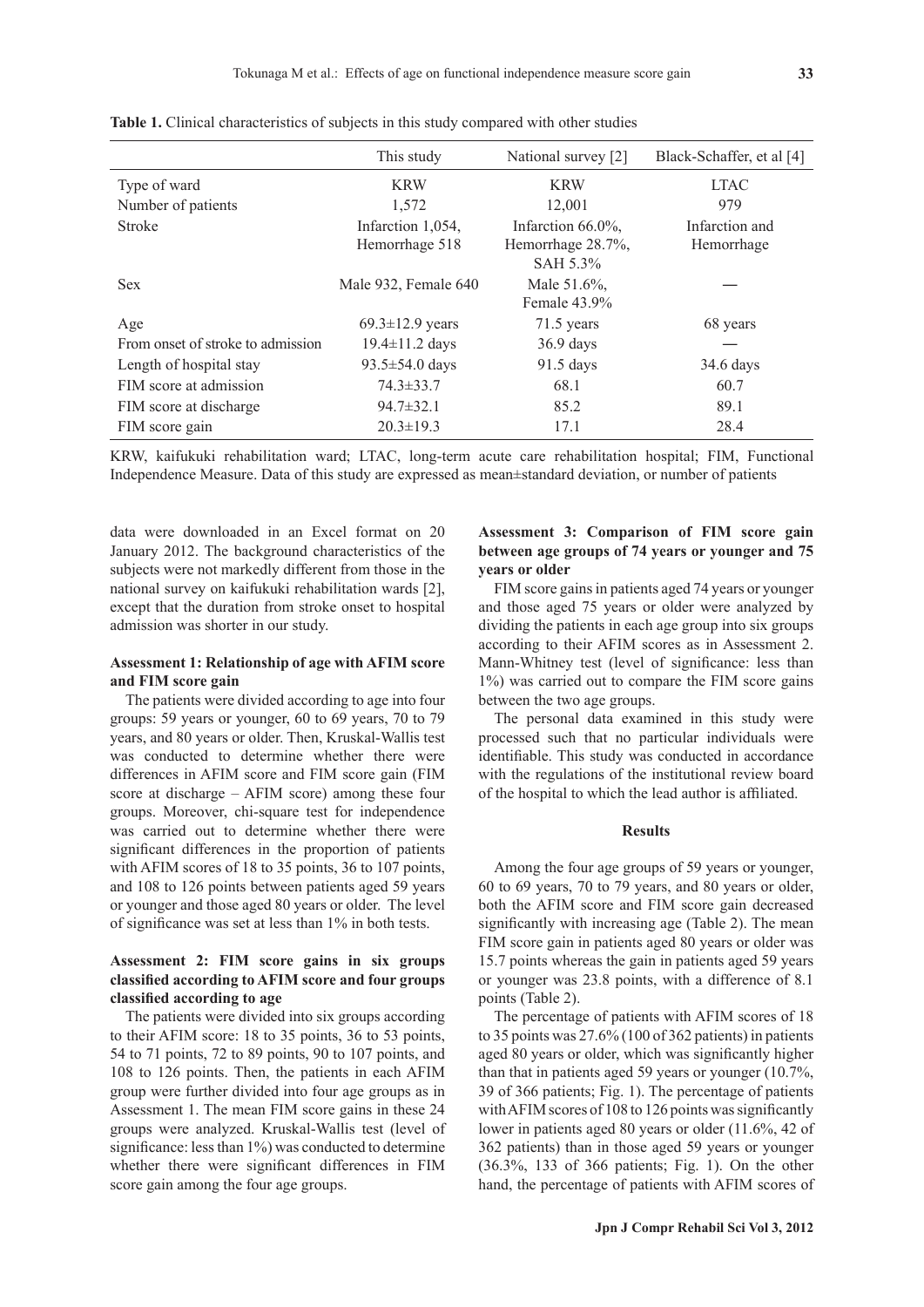**Table 1.** Clinical characteristics of subjects in this study compared with other studies

| | This study | National survey [2] | Black-Schaffer, et al [4] |
|---|---|---|---|
| Type of ward | KRW | KRW | LTAC |
| Number of patients | 1,572 | 12,001 | 979 |
| Stroke | Infarction 1,054, Hemorrhage 518 | Infarction 66.0%, Hemorrhage 28.7%, SAH 5.3% | Infarction and Hemorrhage |
| Sex | Male 932, Female 640 | Male 51.6%, Female 43.9% | — |
| Age | 69.3±12.9 years | 71.5 years | 68 years |
| From onset of stroke to admission | 19.4±11.2 days | 36.9 days | — |
| Length of hospital stay | 93.5±54.0 days | 91.5 days | 34.6 days |
| FIM score at admission | 74.3±33.7 | 68.1 | 60.7 |
| FIM score at discharge | 94.7±32.1 | 85.2 | 89.1 |
| FIM score gain | 20.3±19.3 | 17.1 | 28.4 |

KRW, kaifukuki rehabilitation ward; LTAC, long-term acute care rehabilitation hospital; FIM, Functional Independence Measure. Data of this study are expressed as mean±standard deviation, or number of patients

data were downloaded in an Excel format on 20 January 2012. The background characteristics of the subjects were not markedly different from those in the national survey on kaifukuki rehabilitation wards [2], except that the duration from stroke onset to hospital admission was shorter in our study.

### Assessment 1: Relationship of age with AFIM score and FIM score gain

The patients were divided according to age into four groups: 59 years or younger, 60 to 69 years, 70 to 79 years, and 80 years or older. Then, Kruskal-Wallis test was conducted to determine whether there were differences in AFIM score and FIM score gain (FIM score at discharge – AFIM score) among these four groups. Moreover, chi-square test for independence was carried out to determine whether there were significant differences in the proportion of patients with AFIM scores of 18 to 35 points, 36 to 107 points, and 108 to 126 points between patients aged 59 years or younger and those aged 80 years or older. The level of significance was set at less than 1% in both tests.

### Assessment 2: FIM score gains in six groups classified according to AFIM score and four groups classified according to age

The patients were divided into six groups according to their AFIM score: 18 to 35 points, 36 to 53 points, 54 to 71 points, 72 to 89 points, 90 to 107 points, and 108 to 126 points. Then, the patients in each AFIM group were further divided into four age groups as in Assessment 1. The mean FIM score gains in these 24 groups were analyzed. Kruskal-Wallis test (level of significance: less than 1%) was conducted to determine whether there were significant differences in FIM score gain among the four age groups.

### Assessment 3: Comparison of FIM score gain between age groups of 74 years or younger and 75 years or older

FIM score gains in patients aged 74 years or younger and those aged 75 years or older were analyzed by dividing the patients in each age group into six groups according to their AFIM scores as in Assessment 2. Mann-Whitney test (level of significance: less than 1%) was carried out to compare the FIM score gains between the two age groups.

The personal data examined in this study were processed such that no particular individuals were identifiable. This study was conducted in accordance with the regulations of the institutional review board of the hospital to which the lead author is affiliated.

## Results

Among the four age groups of 59 years or younger, 60 to 69 years, 70 to 79 years, and 80 years or older, both the AFIM score and FIM score gain decreased significantly with increasing age (Table 2). The mean FIM score gain in patients aged 80 years or older was 15.7 points whereas the gain in patients aged 59 years or younger was 23.8 points, with a difference of 8.1 points (Table 2).

The percentage of patients with AFIM scores of 18 to 35 points was 27.6% (100 of 362 patients) in patients aged 80 years or older, which was significantly higher than that in patients aged 59 years or younger (10.7%, 39 of 366 patients; Fig. 1). The percentage of patients with AFIM scores of 108 to 126 points was significantly lower in patients aged 80 years or older (11.6%, 42 of 362 patients) than in those aged 59 years or younger (36.3%, 133 of 366 patients; Fig. 1). On the other hand, the percentage of patients with AFIM scores of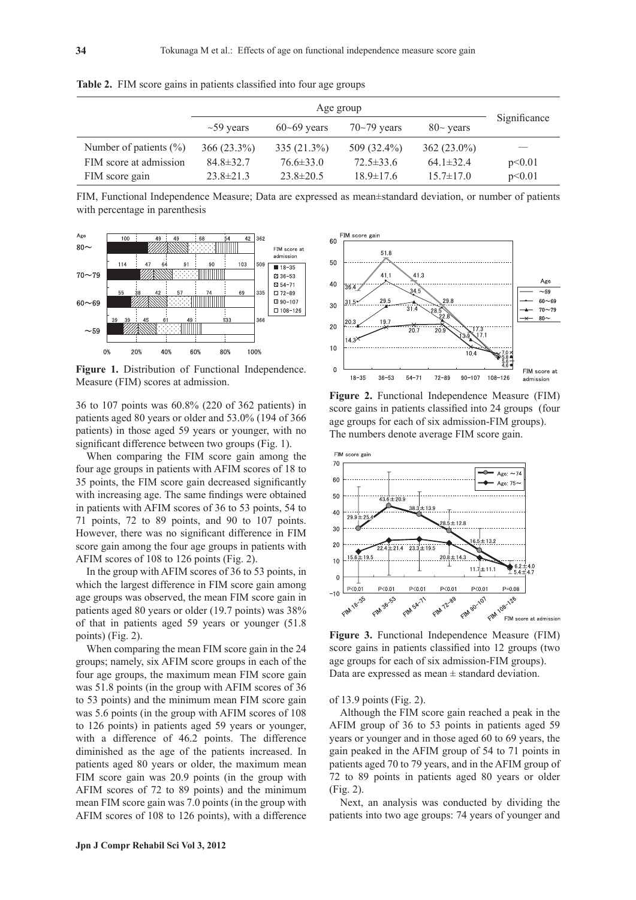**Table 2.** FIM score gains in patients classified into four age groups

| | Age group | | | | Significance |
|---|---|---|---|---|---|
| | ~59 years | 60~69 years | 70~79 years | 80~ years | |
| Number of patients (%) | 366 (23.3%) | 335 (21.3%) | 509 (32.4%) | 362 (23.0%) | — |
| FIM score at admission | 84.8±32.7 | 76.6±33.0 | 72.5±33.6 | 64.1±32.4 | p<0.01 |
| FIM score gain | 23.8±21.3 | 23.8±20.5 | 18.9±17.6 | 15.7±17.0 | p<0.01 |

FIM, Functional Independence Measure; Data are expressed as mean±standard deviation, or number of patients with percentage in parenthesis

**Figure 1.** Distribution of Functional Independence. Measure (FIM) scores at admission.

**Figure 2.** Functional Independence Measure (FIM) score gains in patients classified into 24 groups (four age groups for each of six admission-FIM groups). The numbers denote average FIM score gain.

**Figure 3.** Functional Independence Measure (FIM) score gains in patients classified into 12 groups (two age groups for each of six admission-FIM groups). Data are expressed as mean ± standard deviation.

36 to 107 points was 60.8% (220 of 362 patients) in patients aged 80 years or older and 53.0% (194 of 366 patients) in those aged 59 years or younger, with no significant difference between two groups (Fig. 1).

When comparing the FIM score gain among the four age groups in patients with AFIM scores of 18 to 35 points, the FIM score gain decreased significantly with increasing age. The same findings were obtained in patients with AFIM scores of 36 to 53 points, 54 to 71 points, 72 to 89 points, and 90 to 107 points. However, there was no significant difference in FIM score gain among the four age groups in patients with AFIM scores of 108 to 126 points (Fig. 2).

In the group with AFIM scores of 36 to 53 points, in which the largest difference in FIM score gain among age groups was observed, the mean FIM score gain in patients aged 80 years or older (19.7 points) was 38% of that in patients aged 59 years or younger (51.8 points) (Fig. 2).

When comparing the mean FIM score gain in the 24 groups; namely, six AFIM score groups in each of the four age groups, the maximum mean FIM score gain was 51.8 points (in the group with AFIM scores of 36 to 53 points) and the minimum mean FIM score gain was 5.6 points (in the group with AFIM scores of 108 to 126 points) in patients aged 59 years or younger, with a difference of 46.2 points. The difference diminished as the age of the patients increased. In patients aged 80 years or older, the maximum mean FIM score gain was 20.9 points (in the group with AFIM scores of 72 to 89 points) and the minimum mean FIM score gain was 7.0 points (in the group with AFIM scores of 108 to 126 points), with a difference of 13.9 points (Fig. 2).

Although the FIM score gain reached a peak in the AFIM group of 36 to 53 points in patients aged 59 years or younger and in those aged 60 to 69 years, the gain peaked in the AFIM group of 54 to 71 points in patients aged 70 to 79 years, and in the AFIM group of 72 to 89 points in patients aged 80 years or older (Fig. 2).

Next, an analysis was conducted by dividing the patients into two age groups: 74 years of younger and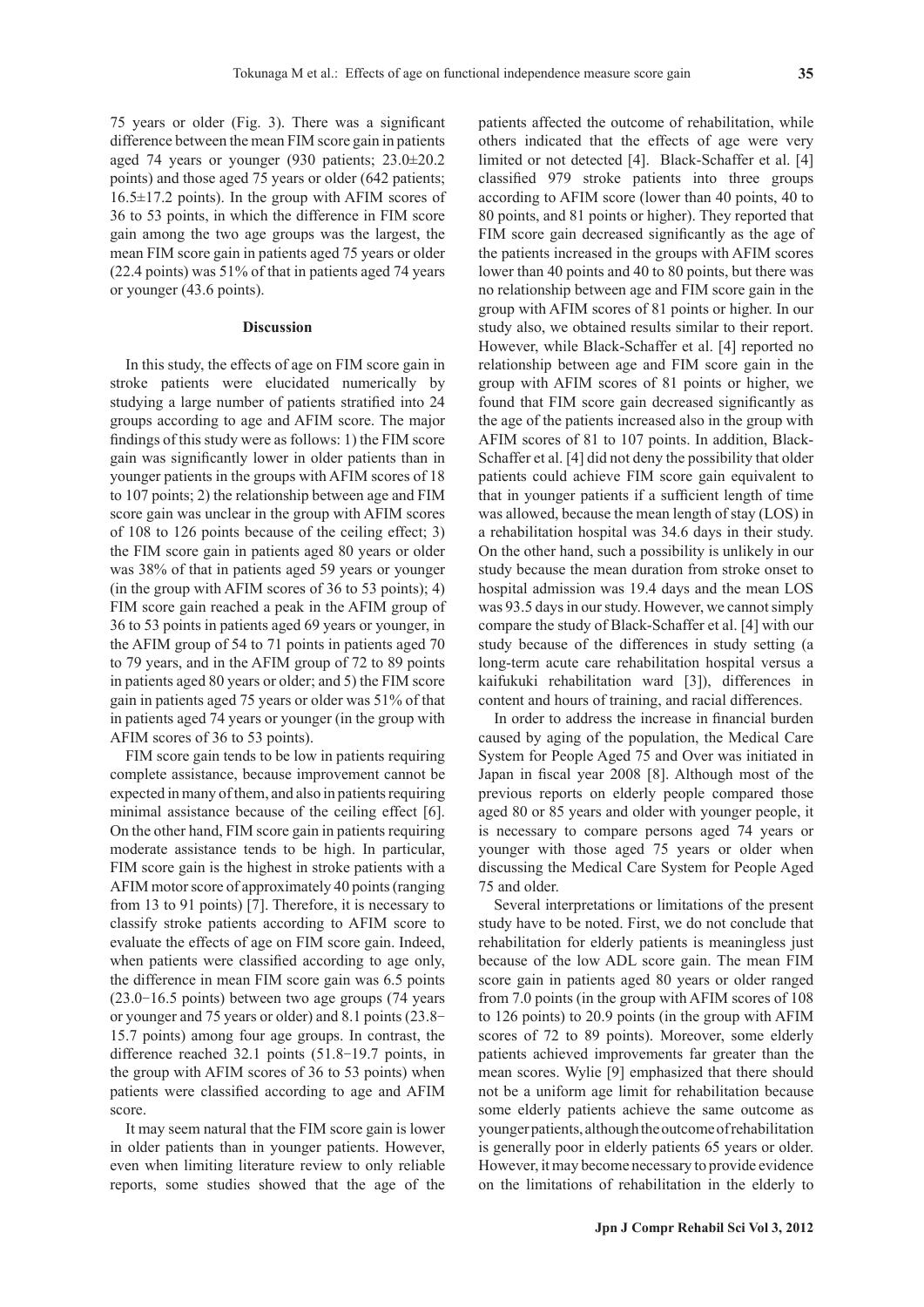75 years or older (Fig. 3). There was a significant difference between the mean FIM score gain in patients aged 74 years or younger (930 patients; 23.0±20.2 points) and those aged 75 years or older (642 patients; 16.5±17.2 points). In the group with AFIM scores of 36 to 53 points, in which the difference in FIM score gain among the two age groups was the largest, the mean FIM score gain in patients aged 75 years or older (22.4 points) was 51% of that in patients aged 74 years or younger (43.6 points).

## Discussion

In this study, the effects of age on FIM score gain in stroke patients were elucidated numerically by studying a large number of patients stratified into 24 groups according to age and AFIM score. The major findings of this study were as follows: 1) the FIM score gain was significantly lower in older patients than in younger patients in the groups with AFIM scores of 18 to 107 points; 2) the relationship between age and FIM score gain was unclear in the group with AFIM scores of 108 to 126 points because of the ceiling effect; 3) the FIM score gain in patients aged 80 years or older was 38% of that in patients aged 59 years or younger (in the group with AFIM scores of 36 to 53 points); 4) FIM score gain reached a peak in the AFIM group of 36 to 53 points in patients aged 69 years or younger, in the AFIM group of 54 to 71 points in patients aged 70 to 79 years, and in the AFIM group of 72 to 89 points in patients aged 80 years or older; and 5) the FIM score gain in patients aged 75 years or older was 51% of that in patients aged 74 years or younger (in the group with AFIM scores of 36 to 53 points).

FIM score gain tends to be low in patients requiring complete assistance, because improvement cannot be expected in many of them, and also in patients requiring minimal assistance because of the ceiling effect [6]. On the other hand, FIM score gain in patients requiring moderate assistance tends to be high. In particular, FIM score gain is the highest in stroke patients with a AFIM motor score of approximately 40 points (ranging from 13 to 91 points) [7]. Therefore, it is necessary to classify stroke patients according to AFIM score to evaluate the effects of age on FIM score gain. Indeed, when patients were classified according to age only, the difference in mean FIM score gain was 6.5 points (23.0−16.5 points) between two age groups (74 years or younger and 75 years or older) and 8.1 points (23.8−15.7 points) among four age groups. In contrast, the difference reached 32.1 points (51.8−19.7 points, in the group with AFIM scores of 36 to 53 points) when patients were classified according to age and AFIM score.

It may seem natural that the FIM score gain is lower in older patients than in younger patients. However, even when limiting literature review to only reliable reports, some studies showed that the age of the patients affected the outcome of rehabilitation, while others indicated that the effects of age were very limited or not detected [4]. Black-Schaffer et al. [4] classified 979 stroke patients into three groups according to AFIM score (lower than 40 points, 40 to 80 points, and 81 points or higher). They reported that FIM score gain decreased significantly as the age of the patients increased in the groups with AFIM scores lower than 40 points and 40 to 80 points, but there was no relationship between age and FIM score gain in the group with AFIM scores of 81 points or higher. In our study also, we obtained results similar to their report. However, while Black-Schaffer et al. [4] reported no relationship between age and FIM score gain in the group with AFIM scores of 81 points or higher, we found that FIM score gain decreased significantly as the age of the patients increased also in the group with AFIM scores of 81 to 107 points. In addition, Black-Schaffer et al. [4] did not deny the possibility that older patients could achieve FIM score gain equivalent to that in younger patients if a sufficient length of time was allowed, because the mean length of stay (LOS) in a rehabilitation hospital was 34.6 days in their study. On the other hand, such a possibility is unlikely in our study because the mean duration from stroke onset to hospital admission was 19.4 days and the mean LOS was 93.5 days in our study. However, we cannot simply compare the study of Black-Schaffer et al. [4] with our study because of the differences in study setting (a long-term acute care rehabilitation hospital versus a kaifukuki rehabilitation ward [3]), differences in content and hours of training, and racial differences.

In order to address the increase in financial burden caused by aging of the population, the Medical Care System for People Aged 75 and Over was initiated in Japan in fiscal year 2008 [8]. Although most of the previous reports on elderly people compared those aged 80 or 85 years and older with younger people, it is necessary to compare persons aged 74 years or younger with those aged 75 years or older when discussing the Medical Care System for People Aged 75 and older.

Several interpretations or limitations of the present study have to be noted. First, we do not conclude that rehabilitation for elderly patients is meaningless just because of the low ADL score gain. The mean FIM score gain in patients aged 80 years or older ranged from 7.0 points (in the group with AFIM scores of 108 to 126 points) to 20.9 points (in the group with AFIM scores of 72 to 89 points). Moreover, some elderly patients achieved improvements far greater than the mean scores. Wylie [9] emphasized that there should not be a uniform age limit for rehabilitation because some elderly patients achieve the same outcome as younger patients, although the outcome of rehabilitation is generally poor in elderly patients 65 years or older. However, it may become necessary to provide evidence on the limitations of rehabilitation in the elderly to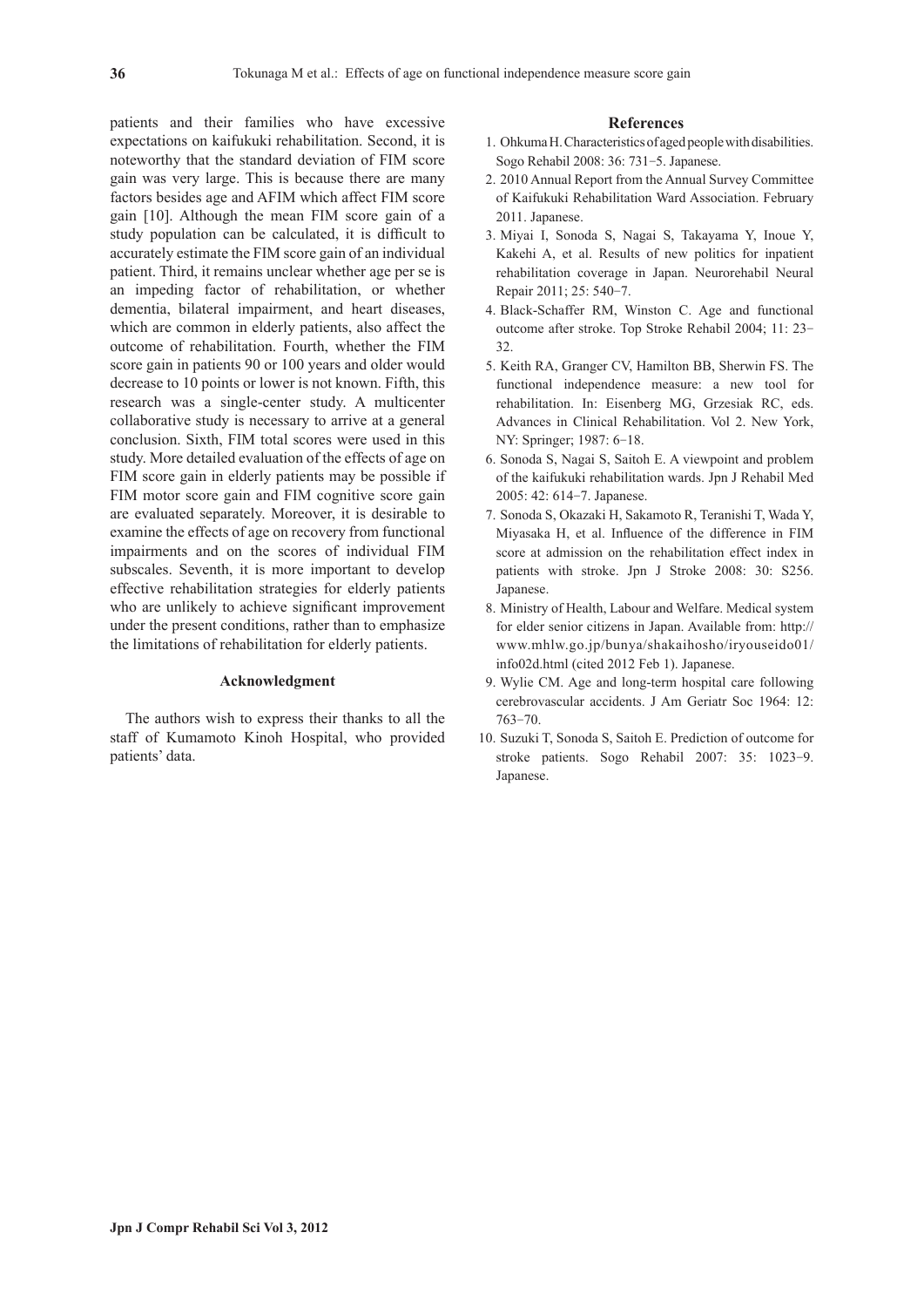patients and their families who have excessive expectations on kaifukuki rehabilitation. Second, it is noteworthy that the standard deviation of FIM score gain was very large. This is because there are many factors besides age and AFIM which affect FIM score gain [10]. Although the mean FIM score gain of a study population can be calculated, it is difficult to accurately estimate the FIM score gain of an individual patient. Third, it remains unclear whether age per se is an impeding factor of rehabilitation, or whether dementia, bilateral impairment, and heart diseases, which are common in elderly patients, also affect the outcome of rehabilitation. Fourth, whether the FIM score gain in patients 90 or 100 years and older would decrease to 10 points or lower is not known. Fifth, this research was a single-center study. A multicenter collaborative study is necessary to arrive at a general conclusion. Sixth, FIM total scores were used in this study. More detailed evaluation of the effects of age on FIM score gain in elderly patients may be possible if FIM motor score gain and FIM cognitive score gain are evaluated separately. Moreover, it is desirable to examine the effects of age on recovery from functional impairments and on the scores of individual FIM subscales. Seventh, it is more important to develop effective rehabilitation strategies for elderly patients who are unlikely to achieve significant improvement under the present conditions, rather than to emphasize the limitations of rehabilitation for elderly patients.

## Acknowledgment

The authors wish to express their thanks to all the staff of Kumamoto Kinoh Hospital, who provided patients' data.

## References

1. Ohkuma H. Characteristics of aged people with disabilities. Sogo Rehabil 2008: 36: 731−5. Japanese.
2. 2010 Annual Report from the Annual Survey Committee of Kaifukuki Rehabilitation Ward Association. February 2011. Japanese.
3. Miyai I, Sonoda S, Nagai S, Takayama Y, Inoue Y, Kakehi A, et al. Results of new politics for inpatient rehabilitation coverage in Japan. Neurorehabil Neural Repair 2011; 25: 540−7.
4. Black-Schaffer RM, Winston C. Age and functional outcome after stroke. Top Stroke Rehabil 2004; 11: 23−32.
5. Keith RA, Granger CV, Hamilton BB, Sherwin FS. The functional independence measure: a new tool for rehabilitation. In: Eisenberg MG, Grzesiak RC, eds. Advances in Clinical Rehabilitation. Vol 2. New York, NY: Springer; 1987: 6−18.
6. Sonoda S, Nagai S, Saitoh E. A viewpoint and problem of the kaifukuki rehabilitation wards. Jpn J Rehabil Med 2005: 42: 614−7. Japanese.
7. Sonoda S, Okazaki H, Sakamoto R, Teranishi T, Wada Y, Miyasaka H, et al. Influence of the difference in FIM score at admission on the rehabilitation effect index in patients with stroke. Jpn J Stroke 2008: 30: S256. Japanese.
8. Ministry of Health, Labour and Welfare. Medical system for elder senior citizens in Japan. Available from: http://www.mhlw.go.jp/bunya/shakaihosho/iryouseido01/info02d.html (cited 2012 Feb 1). Japanese.
9. Wylie CM. Age and long-term hospital care following cerebrovascular accidents. J Am Geriatr Soc 1964: 12: 763−70.
10. Suzuki T, Sonoda S, Saitoh E. Prediction of outcome for stroke patients. Sogo Rehabil 2007: 35: 1023−9. Japanese.